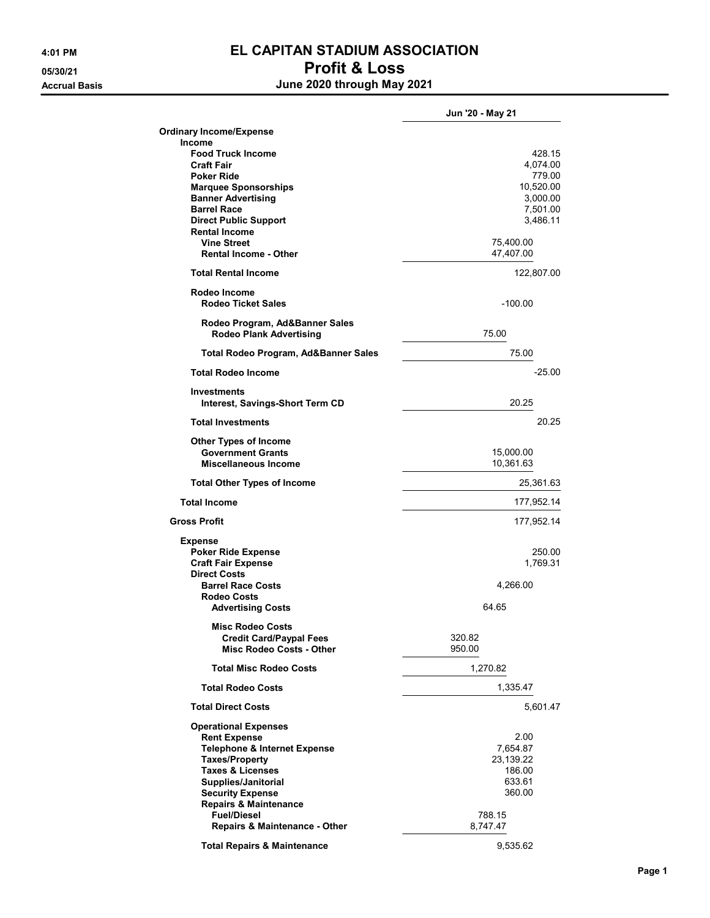# EL CAPITAN STADIUM ASSOCIATION

## Profit & Loss

### June 2020 through May 2021

4:01 PM
05/30/21
Accrual Basis

| | Jun '20 - May 21 | |
|---|---|---|
| **Ordinary Income/Expense** | | |
| **Income** | | |
| **Food Truck Income** | | 428.15 |
| **Craft Fair** | | 4,074.00 |
| **Poker Ride** | | 779.00 |
| **Marquee Sponsorships** | | 10,520.00 |
| **Banner Advertising** | | 3,000.00 |
| **Barrel Race** | | 7,501.00 |
| **Direct Public Support** | | 3,486.11 |
| **Rental Income** | | |
| **Vine Street** | 75,400.00 | |
| **Rental Income - Other** | 47,407.00 | |
| **Total Rental Income** | | 122,807.00 |
| **Rodeo Income** | | |
| **Rodeo Ticket Sales** | -100.00 | |
| **Rodeo Program, Ad&Banner Sales** | | |
| **Rodeo Plank Advertising** | 75.00 | |
| **Total Rodeo Program, Ad&Banner Sales** | 75.00 | |
| **Total Rodeo Income** | | -25.00 |
| **Investments** | | |
| **Interest, Savings-Short Term CD** | 20.25 | |
| **Total Investments** | | 20.25 |
| **Other Types of Income** | | |
| **Government Grants** | 15,000.00 | |
| **Miscellaneous Income** | 10,361.63 | |
| **Total Other Types of Income** | | 25,361.63 |
| **Total Income** | | 177,952.14 |
| **Gross Profit** | | 177,952.14 |
| **Expense** | | |
| **Poker Ride Expense** | | 250.00 |
| **Craft Fair Expense** | | 1,769.31 |
| **Direct Costs** | | |
| **Barrel Race Costs** | 4,266.00 | |
| **Rodeo Costs** | | |
| **Advertising Costs** | 64.65 | |
| **Misc Rodeo Costs** | | |
| **Credit Card/Paypal Fees** | 320.82 | |
| **Misc Rodeo Costs - Other** | 950.00 | |
| **Total Misc Rodeo Costs** | 1,270.82 | |
| **Total Rodeo Costs** | 1,335.47 | |
| **Total Direct Costs** | | 5,601.47 |
| **Operational Expenses** | | |
| **Rent Expense** | 2.00 | |
| **Telephone & Internet Expense** | 7,654.87 | |
| **Taxes/Property** | 23,139.22 | |
| **Taxes & Licenses** | 186.00 | |
| **Supplies/Janitorial** | 633.61 | |
| **Security Expense** | 360.00 | |
| **Repairs & Maintenance** | | |
| **Fuel/Diesel** | 788.15 | |
| **Repairs & Maintenance - Other** | 8,747.47 | |
| **Total Repairs & Maintenance** | 9,535.62 | |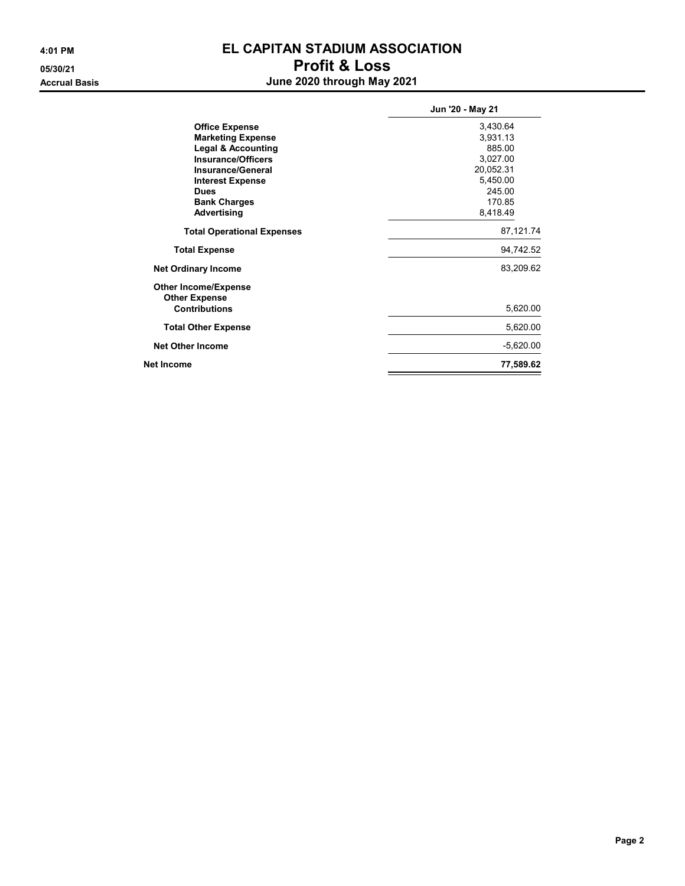# EL CAPITAN STADIUM ASSOCIATION

## Profit & Loss

### June 2020 through May 2021

4:01 PM
05/30/21
Accrual Basis

| | Jun '20 - May 21 |
|---|---|
| **Office Expense** | 3,430.64 |
| **Marketing Expense** | 3,931.13 |
| **Legal & Accounting** | 885.00 |
| **Insurance/Officers** | 3,027.00 |
| **Insurance/General** | 20,052.31 |
| **Interest Expense** | 5,450.00 |
| **Dues** | 245.00 |
| **Bank Charges** | 170.85 |
| **Advertising** | 8,418.49 |
| **Total Operational Expenses** | 87,121.74 |
| **Total Expense** | 94,742.52 |
| **Net Ordinary Income** | 83,209.62 |
| **Other Income/Expense** | |
| **Other Expense** | |
| **Contributions** | 5,620.00 |
| **Total Other Expense** | 5,620.00 |
| **Net Other Income** | -5,620.00 |
| **Net Income** | **77,589.62** |